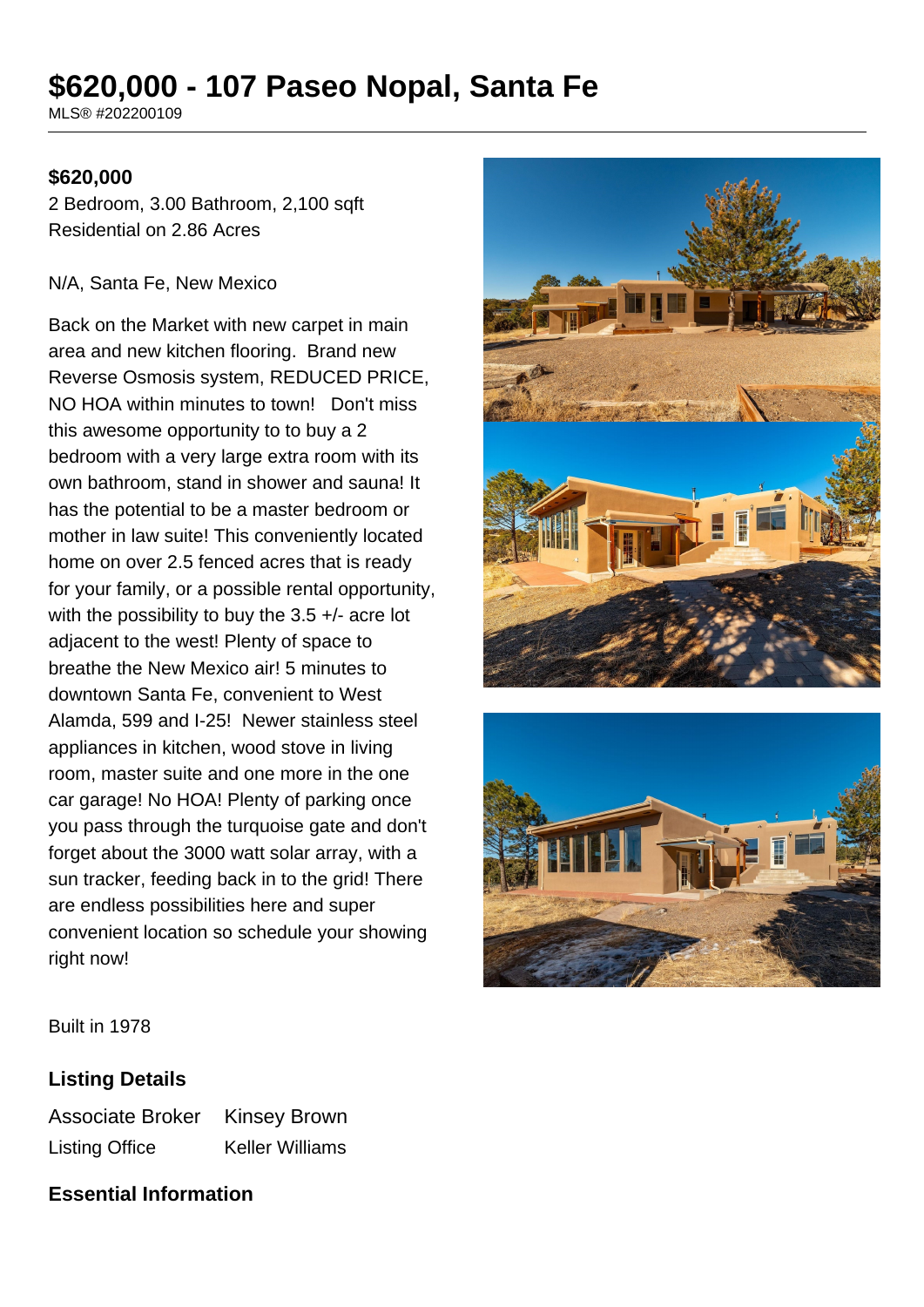# $620,000 - 107 Paseo Nopal, Santa Fe

MLS® #202200109

**$620,000**

2 Bedroom, 3.00 Bathroom, 2,100 sqft
Residential on 2.86 Acres

N/A, Santa Fe, New Mexico

Back on the Market with new carpet in main area and new kitchen flooring. Brand new Reverse Osmosis system, REDUCED PRICE, NO HOA within minutes to town! Don't miss this awesome opportunity to to buy a 2 bedroom with a very large extra room with its own bathroom, stand in shower and sauna! It has the potential to be a master bedroom or mother in law suite! This conveniently located home on over 2.5 fenced acres that is ready for your family, or a possible rental opportunity, with the possibility to buy the 3.5 +/- acre lot adjacent to the west! Plenty of space to breathe the New Mexico air! 5 minutes to downtown Santa Fe, convenient to West Alamda, 599 and I-25! Newer stainless steel appliances in kitchen, wood stove in living room, master suite and one more in the one car garage! No HOA! Plenty of parking once you pass through the turquoise gate and don't forget about the 3000 watt solar array, with a sun tracker, feeding back in to the grid! There are endless possibilities here and super convenient location so schedule your showing right now!

Built in 1978

## Listing Details

| | |
|---|---|
| Associate Broker | Kinsey Brown |
| Listing Office | Keller Williams |

## Essential Information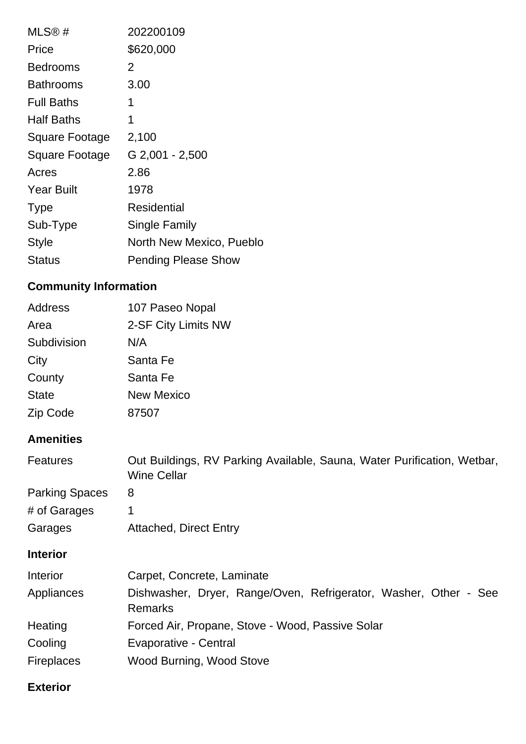| | |
|---|---|
| MLS® # | 202200109 |
| Price | $620,000 |
| Bedrooms | 2 |
| Bathrooms | 3.00 |
| Full Baths | 1 |
| Half Baths | 1 |
| Square Footage | 2,100 |
| Square Footage | G 2,001 - 2,500 |
| Acres | 2.86 |
| Year Built | 1978 |
| Type | Residential |
| Sub-Type | Single Family |
| Style | North New Mexico, Pueblo |
| Status | Pending Please Show |

## Community Information

| | |
|---|---|
| Address | 107 Paseo Nopal |
| Area | 2-SF City Limits NW |
| Subdivision | N/A |
| City | Santa Fe |
| County | Santa Fe |
| State | New Mexico |
| Zip Code | 87507 |

## Amenities

| | |
|---|---|
| Features | Out Buildings, RV Parking Available, Sauna, Water Purification, Wetbar, Wine Cellar |
| Parking Spaces | 8 |
| # of Garages | 1 |
| Garages | Attached, Direct Entry |

## Interior

| | |
|---|---|
| Interior | Carpet, Concrete, Laminate |
| Appliances | Dishwasher, Dryer, Range/Oven, Refrigerator, Washer, Other - See Remarks |
| Heating | Forced Air, Propane, Stove - Wood, Passive Solar |
| Cooling | Evaporative - Central |
| Fireplaces | Wood Burning, Wood Stove |

## Exterior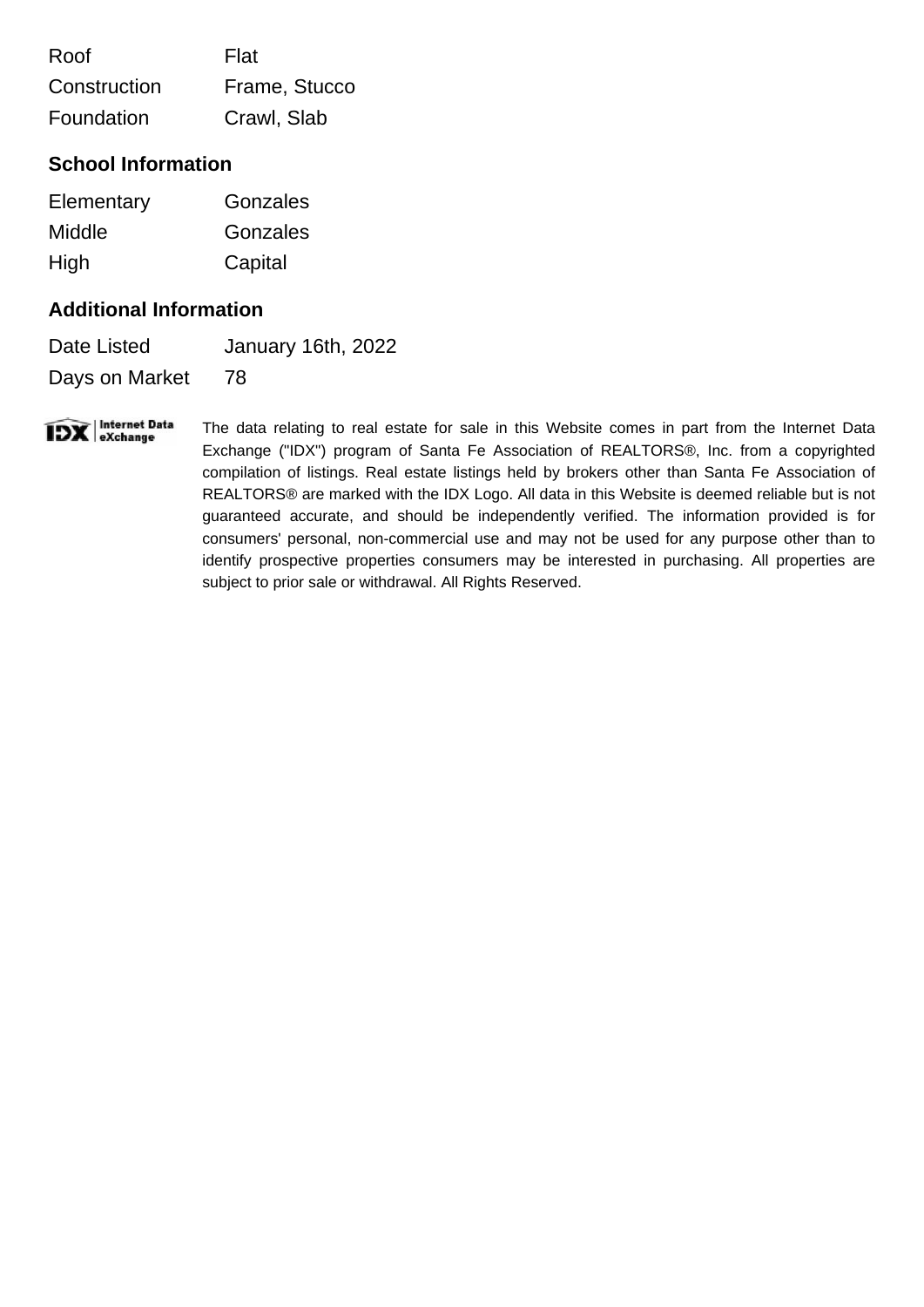| | |
|---|---|
| Roof | Flat |
| Construction | Frame, Stucco |
| Foundation | Crawl, Slab |

## School Information

| | |
|---|---|
| Elementary | Gonzales |
| Middle | Gonzales |
| High | Capital |

## Additional Information

| | |
|---|---|
| Date Listed | January 16th, 2022 |
| Days on Market | 78 |

IDX Internet Data eXchange

The data relating to real estate for sale in this Website comes in part from the Internet Data Exchange ("IDX") program of Santa Fe Association of REALTORS®, Inc. from a copyrighted compilation of listings. Real estate listings held by brokers other than Santa Fe Association of REALTORS® are marked with the IDX Logo. All data in this Website is deemed reliable but is not guaranteed accurate, and should be independently verified. The information provided is for consumers' personal, non-commercial use and may not be used for any purpose other than to identify prospective properties consumers may be interested in purchasing. All properties are subject to prior sale or withdrawal. All Rights Reserved.